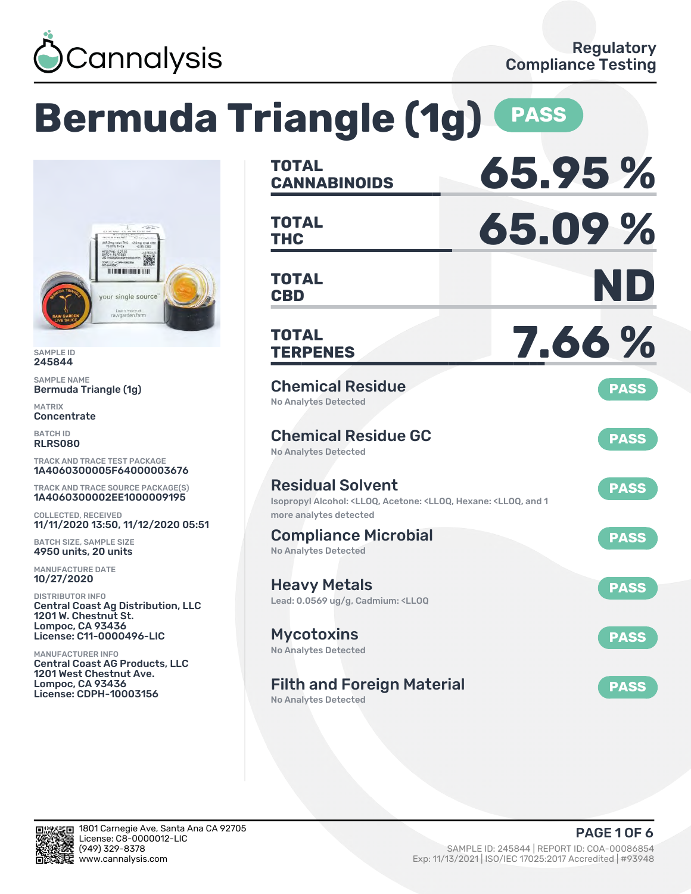Cannalysis

Regulatory Compliance Testing

# Bermuda Triangle (1g) PASS

SAMPLE ID
**245844**

SAMPLE NAME
**Bermuda Triangle (1g)**

MATRIX
**Concentrate**

BATCH ID
**RLRS080**

TRACK AND TRACE TEST PACKAGE
**1A4060300005F64000003676**

TRACK AND TRACE SOURCE PACKAGE(S)
**1A4060300002EE1000009195**

COLLECTED, RECEIVED
**11/11/2020 13:50, 11/12/2020 05:51**

BATCH SIZE, SAMPLE SIZE
**4950 units, 20 units**

MANUFACTURE DATE
**10/27/2020**

DISTRIBUTOR INFO
**Central Coast Ag Distribution, LLC**
**1201 W. Chestnut St.**
**Lompoc, CA 93436**
**License: C11-0000496-LIC**

MANUFACTURER INFO
**Central Coast AG Products, LLC**
**1201 West Chestnut Ave.**
**Lompoc, CA 93436**
**License: CDPH-10003156**

| | |
|---|---|
| **TOTAL CANNABINOIDS** | **65.95 %** |
| **TOTAL THC** | **65.09 %** |
| **TOTAL CBD** | **ND** |
| **TOTAL TERPENES** | **7.66 %** |

| Test | Result |
|---|---|
| **Chemical Residue**<br>No Analytes Detected | PASS |
| **Chemical Residue GC**<br>No Analytes Detected | PASS |
| **Residual Solvent**<br>Isopropyl Alcohol: <LLOQ, Acetone: <LLOQ, Hexane: <LLOQ, and 1 more analytes detected | PASS |
| **Compliance Microbial**<br>No Analytes Detected | PASS |
| **Heavy Metals**<br>Lead: 0.0569 ug/g, Cadmium: <LLOQ | PASS |
| **Mycotoxins**<br>No Analytes Detected | PASS |
| **Filth and Foreign Material**<br>No Analytes Detected | PASS |

1801 Carnegie Ave, Santa Ana CA 92705
License: C8-0000012-LIC
(949) 329-8378
www.cannalysis.com

SAMPLE ID: 245844 | REPORT ID: COA-00086854
Exp: 11/13/2021 | ISO/IEC 17025:2017 Accredited | #93948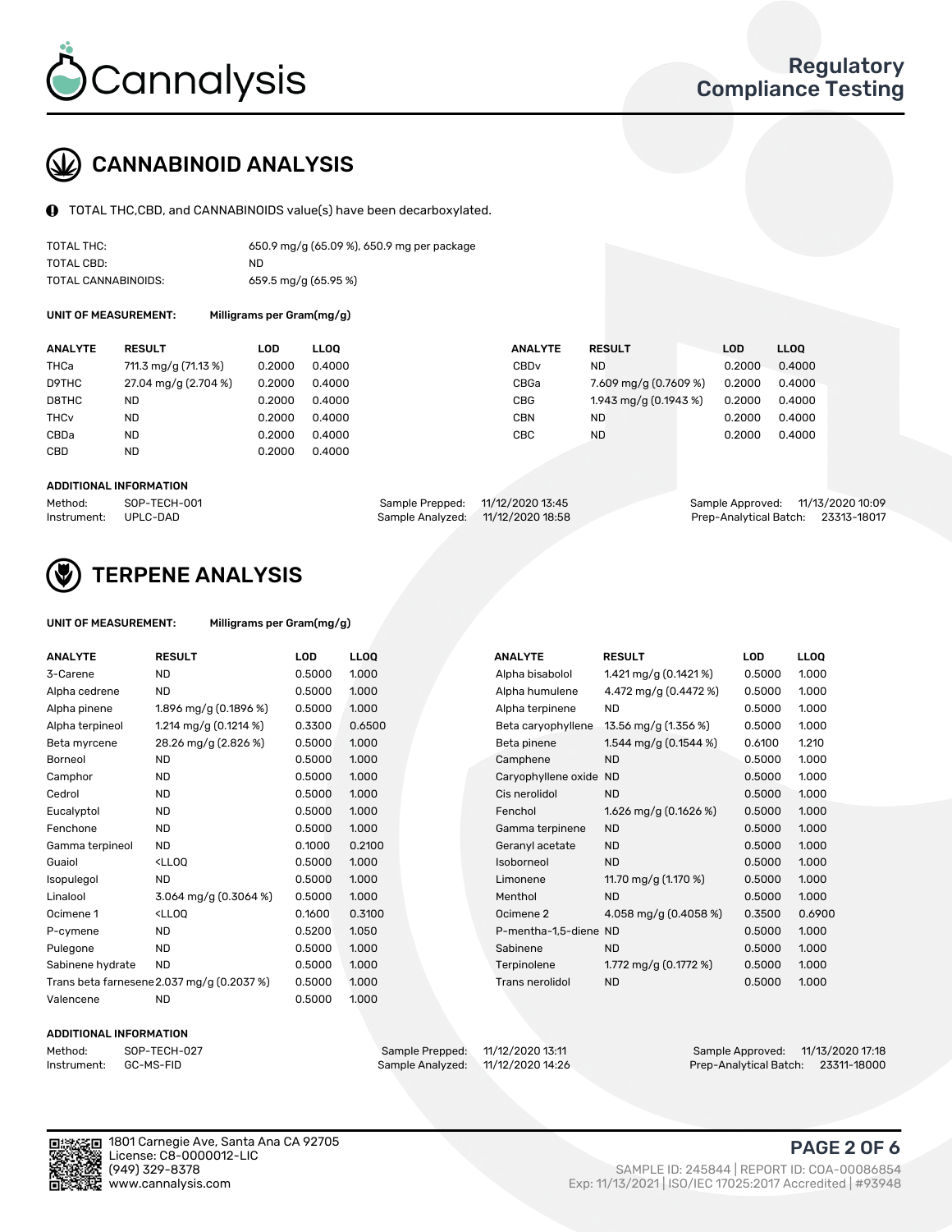## CANNABINOID ANALYSIS

TOTAL THC,CBD, and CANNABINOIDS value(s) have been decarboxylated.

| | |
|---|---|
| TOTAL THC: | 650.9 mg/g (65.09 %), 650.9 mg per package |
| TOTAL CBD: | ND |
| TOTAL CANNABINOIDS: | 659.5 mg/g (65.95 %) |

UNIT OF MEASUREMENT: Milligrams per Gram(mg/g)

| ANALYTE | RESULT | LOD | LLOQ | ANALYTE | RESULT | LOD | LLOQ |
|---|---|---|---|---|---|---|---|
| THCa | 711.3 mg/g (71.13 %) | 0.2000 | 0.4000 | CBDv | ND | 0.2000 | 0.4000 |
| D9THC | 27.04 mg/g (2.704 %) | 0.2000 | 0.4000 | CBGa | 7.609 mg/g (0.7609 %) | 0.2000 | 0.4000 |
| D8THC | ND | 0.2000 | 0.4000 | CBG | 1.943 mg/g (0.1943 %) | 0.2000 | 0.4000 |
| THCv | ND | 0.2000 | 0.4000 | CBN | ND | 0.2000 | 0.4000 |
| CBDa | ND | 0.2000 | 0.4000 | CBC | ND | 0.2000 | 0.4000 |
| CBD | ND | 0.2000 | 0.4000 | | | | |

ADDITIONAL INFORMATION

| | | | | | |
|---|---|---|---|---|---|
| Method: | SOP-TECH-001 | Sample Prepped: | 11/12/2020 13:45 | Sample Approved: | 11/13/2020 10:09 |
| Instrument: | UPLC-DAD | Sample Analyzed: | 11/12/2020 18:58 | Prep-Analytical Batch: | 23313-18017 |

## TERPENE ANALYSIS

UNIT OF MEASUREMENT: Milligrams per Gram(mg/g)

| ANALYTE | RESULT | LOD | LLOQ | ANALYTE | RESULT | LOD | LLOQ |
|---|---|---|---|---|---|---|---|
| 3-Carene | ND | 0.5000 | 1.000 | Alpha bisabolol | 1.421 mg/g (0.1421 %) | 0.5000 | 1.000 |
| Alpha cedrene | ND | 0.5000 | 1.000 | Alpha humulene | 4.472 mg/g (0.4472 %) | 0.5000 | 1.000 |
| Alpha pinene | 1.896 mg/g (0.1896 %) | 0.5000 | 1.000 | Alpha terpinene | ND | 0.5000 | 1.000 |
| Alpha terpineol | 1.214 mg/g (0.1214 %) | 0.3300 | 0.6500 | Beta caryophyllene | 13.56 mg/g (1.356 %) | 0.5000 | 1.000 |
| Beta myrcene | 28.26 mg/g (2.826 %) | 0.5000 | 1.000 | Beta pinene | 1.544 mg/g (0.1544 %) | 0.6100 | 1.210 |
| Borneol | ND | 0.5000 | 1.000 | Camphene | ND | 0.5000 | 1.000 |
| Camphor | ND | 0.5000 | 1.000 | Caryophyllene oxide | ND | 0.5000 | 1.000 |
| Cedrol | ND | 0.5000 | 1.000 | Cis nerolidol | ND | 0.5000 | 1.000 |
| Eucalyptol | ND | 0.5000 | 1.000 | Fenchol | 1.626 mg/g (0.1626 %) | 0.5000 | 1.000 |
| Fenchone | ND | 0.5000 | 1.000 | Gamma terpinene | ND | 0.5000 | 1.000 |
| Gamma terpineol | ND | 0.1000 | 0.2100 | Geranyl acetate | ND | 0.5000 | 1.000 |
| Guaiol | <LLOQ | 0.5000 | 1.000 | Isoborneol | ND | 0.5000 | 1.000 |
| Isopulegol | ND | 0.5000 | 1.000 | Limonene | 11.70 mg/g (1.170 %) | 0.5000 | 1.000 |
| Linalool | 3.064 mg/g (0.3064 %) | 0.5000 | 1.000 | Menthol | ND | 0.5000 | 1.000 |
| Ocimene 1 | <LLOQ | 0.1600 | 0.3100 | Ocimene 2 | 4.058 mg/g (0.4058 %) | 0.3500 | 0.6900 |
| P-cymene | ND | 0.5200 | 1.050 | P-mentha-1,5-diene | ND | 0.5000 | 1.000 |
| Pulegone | ND | 0.5000 | 1.000 | Sabinene | ND | 0.5000 | 1.000 |
| Sabinene hydrate | ND | 0.5000 | 1.000 | Terpinolene | 1.772 mg/g (0.1772 %) | 0.5000 | 1.000 |
| Trans beta farnesene | 2.037 mg/g (0.2037 %) | 0.5000 | 1.000 | Trans nerolidol | ND | 0.5000 | 1.000 |
| Valencene | ND | 0.5000 | 1.000 | | | | |

ADDITIONAL INFORMATION

| | | | | | |
|---|---|---|---|---|---|
| Method: | SOP-TECH-027 | Sample Prepped: | 11/12/2020 13:11 | Sample Approved: | 11/13/2020 17:18 |
| Instrument: | GC-MS-FID | Sample Analyzed: | 11/12/2020 14:26 | Prep-Analytical Batch: | 23311-18000 |

1801 Carnegie Ave, Santa Ana CA 92705
License: C8-0000012-LIC
(949) 329-8378
www.cannalysis.com

SAMPLE ID: 245844 | REPORT ID: COA-00086854
Exp: 11/13/2021 | ISO/IEC 17025:2017 Accredited | #93948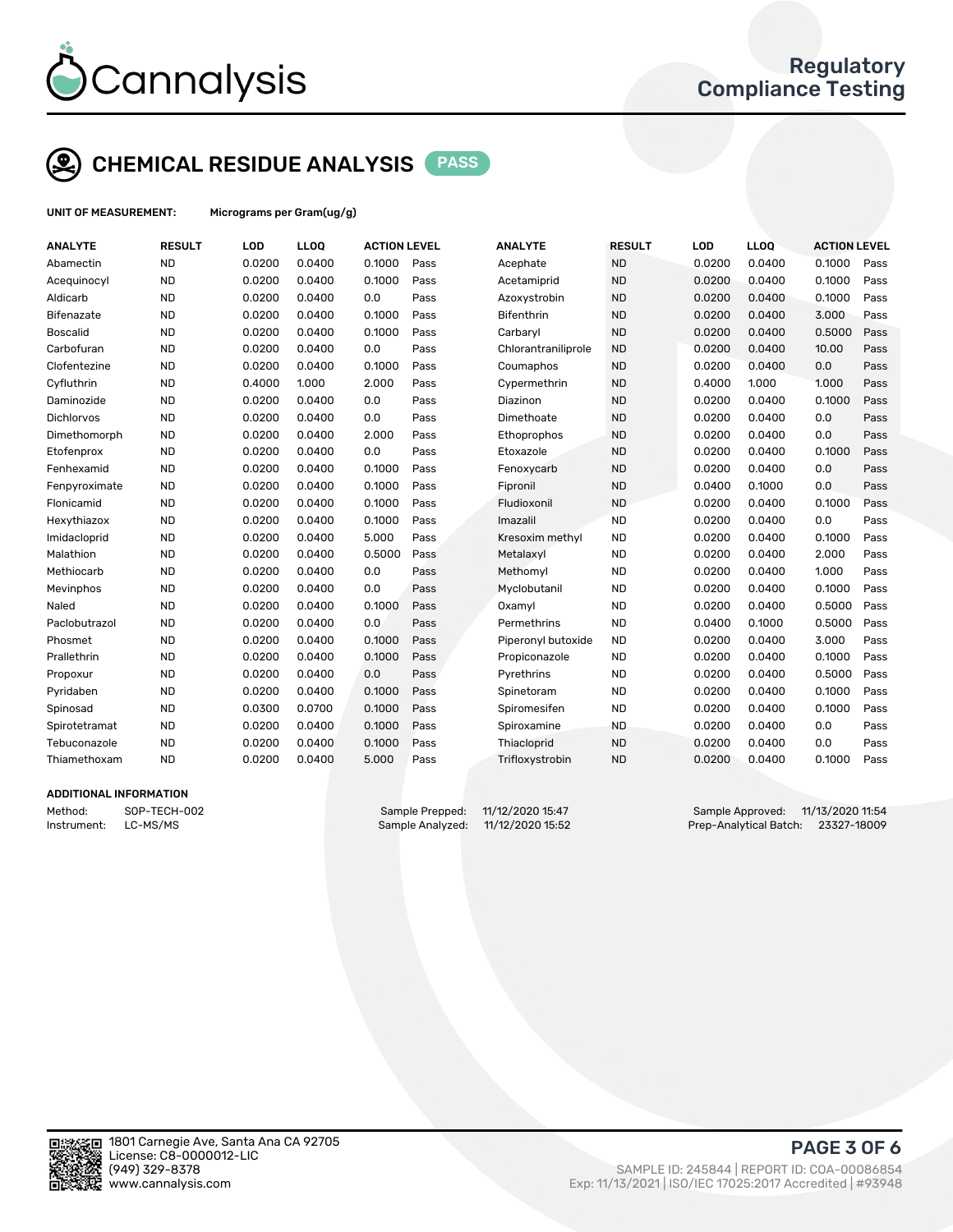# Cannalysis

## Regulatory Compliance Testing

## CHEMICAL RESIDUE ANALYSIS PASS

**UNIT OF MEASUREMENT:** Micrograms per Gram(ug/g)

| ANALYTE | RESULT | LOD | LLOQ | ACTION LEVEL | | ANALYTE | RESULT | LOD | LLOQ | ACTION LEVEL | |
|---|---|---|---|---|---|---|---|---|---|---|---|
| Abamectin | ND | 0.0200 | 0.0400 | 0.1000 | Pass | Acephate | ND | 0.0200 | 0.0400 | 0.1000 | Pass |
| Acequinocyl | ND | 0.0200 | 0.0400 | 0.1000 | Pass | Acetamiprid | ND | 0.0200 | 0.0400 | 0.1000 | Pass |
| Aldicarb | ND | 0.0200 | 0.0400 | 0.0 | Pass | Azoxystrobin | ND | 0.0200 | 0.0400 | 0.1000 | Pass |
| Bifenazate | ND | 0.0200 | 0.0400 | 0.1000 | Pass | Bifenthrin | ND | 0.0200 | 0.0400 | 3.000 | Pass |
| Boscalid | ND | 0.0200 | 0.0400 | 0.1000 | Pass | Carbaryl | ND | 0.0200 | 0.0400 | 0.5000 | Pass |
| Carbofuran | ND | 0.0200 | 0.0400 | 0.0 | Pass | Chlorantraniliprole | ND | 0.0200 | 0.0400 | 10.00 | Pass |
| Clofentezine | ND | 0.0200 | 0.0400 | 0.1000 | Pass | Coumaphos | ND | 0.0200 | 0.0400 | 0.0 | Pass |
| Cyfluthrin | ND | 0.4000 | 1.000 | 2.000 | Pass | Cypermethrin | ND | 0.4000 | 1.000 | 1.000 | Pass |
| Daminozide | ND | 0.0200 | 0.0400 | 0.0 | Pass | Diazinon | ND | 0.0200 | 0.0400 | 0.1000 | Pass |
| Dichlorvos | ND | 0.0200 | 0.0400 | 0.0 | Pass | Dimethoate | ND | 0.0200 | 0.0400 | 0.0 | Pass |
| Dimethomorph | ND | 0.0200 | 0.0400 | 2.000 | Pass | Ethoprophos | ND | 0.0200 | 0.0400 | 0.0 | Pass |
| Etofenprox | ND | 0.0200 | 0.0400 | 0.0 | Pass | Etoxazole | ND | 0.0200 | 0.0400 | 0.1000 | Pass |
| Fenhexamid | ND | 0.0200 | 0.0400 | 0.1000 | Pass | Fenoxycarb | ND | 0.0200 | 0.0400 | 0.0 | Pass |
| Fenpyroximate | ND | 0.0200 | 0.0400 | 0.1000 | Pass | Fipronil | ND | 0.0400 | 0.1000 | 0.0 | Pass |
| Flonicamid | ND | 0.0200 | 0.0400 | 0.1000 | Pass | Fludioxonil | ND | 0.0200 | 0.0400 | 0.1000 | Pass |
| Hexythiazox | ND | 0.0200 | 0.0400 | 0.1000 | Pass | Imazalil | ND | 0.0200 | 0.0400 | 0.0 | Pass |
| Imidacloprid | ND | 0.0200 | 0.0400 | 5.000 | Pass | Kresoxim methyl | ND | 0.0200 | 0.0400 | 0.1000 | Pass |
| Malathion | ND | 0.0200 | 0.0400 | 0.5000 | Pass | Metalaxyl | ND | 0.0200 | 0.0400 | 2.000 | Pass |
| Methiocarb | ND | 0.0200 | 0.0400 | 0.0 | Pass | Methomyl | ND | 0.0200 | 0.0400 | 1.000 | Pass |
| Mevinphos | ND | 0.0200 | 0.0400 | 0.0 | Pass | Myclobutanil | ND | 0.0200 | 0.0400 | 0.1000 | Pass |
| Naled | ND | 0.0200 | 0.0400 | 0.1000 | Pass | Oxamyl | ND | 0.0200 | 0.0400 | 0.5000 | Pass |
| Paclobutrazol | ND | 0.0200 | 0.0400 | 0.0 | Pass | Permethrins | ND | 0.0400 | 0.1000 | 0.5000 | Pass |
| Phosmet | ND | 0.0200 | 0.0400 | 0.1000 | Pass | Piperonyl butoxide | ND | 0.0200 | 0.0400 | 3.000 | Pass |
| Prallethrin | ND | 0.0200 | 0.0400 | 0.1000 | Pass | Propiconazole | ND | 0.0200 | 0.0400 | 0.1000 | Pass |
| Propoxur | ND | 0.0200 | 0.0400 | 0.0 | Pass | Pyrethrins | ND | 0.0200 | 0.0400 | 0.5000 | Pass |
| Pyridaben | ND | 0.0200 | 0.0400 | 0.1000 | Pass | Spinetoram | ND | 0.0200 | 0.0400 | 0.1000 | Pass |
| Spinosad | ND | 0.0300 | 0.0700 | 0.1000 | Pass | Spiromesifen | ND | 0.0200 | 0.0400 | 0.1000 | Pass |
| Spirotetramat | ND | 0.0200 | 0.0400 | 0.1000 | Pass | Spiroxamine | ND | 0.0200 | 0.0400 | 0.0 | Pass |
| Tebuconazole | ND | 0.0200 | 0.0400 | 0.1000 | Pass | Thiacloprid | ND | 0.0200 | 0.0400 | 0.0 | Pass |
| Thiamethoxam | ND | 0.0200 | 0.0400 | 5.000 | Pass | Trifloxystrobin | ND | 0.0200 | 0.0400 | 0.1000 | Pass |

### ADDITIONAL INFORMATION

Method: SOP-TECH-002
Instrument: LC-MS/MS

Sample Prepped: 11/12/2020 15:47
Sample Analyzed: 11/12/2020 15:52

Sample Approved: 11/13/2020 11:54
Prep-Analytical Batch: 23327-18009

1801 Carnegie Ave, Santa Ana CA 92705
License: C8-0000012-LIC
(949) 329-8378
www.cannalysis.com

SAMPLE ID: 245844 | REPORT ID: COA-00086854
Exp: 11/13/2021 | ISO/IEC 17025:2017 Accredited | #93948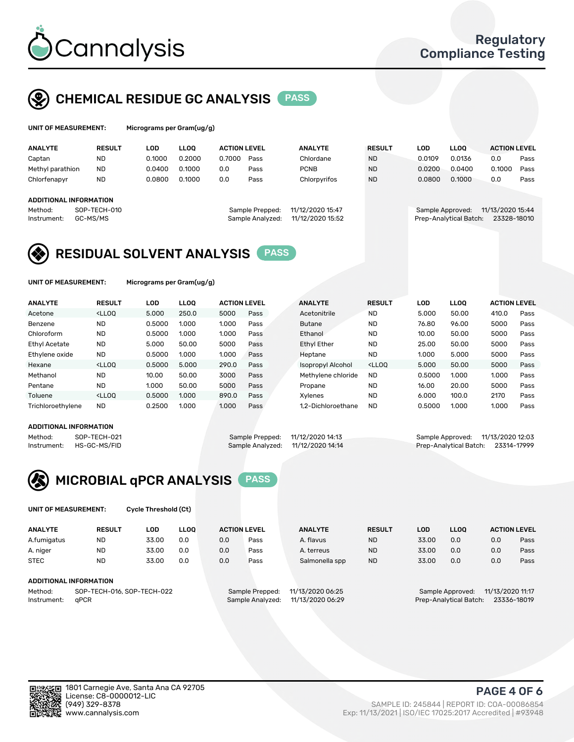# Cannalysis

Regulatory Compliance Testing

## CHEMICAL RESIDUE GC ANALYSIS — PASS

UNIT OF MEASUREMENT: Micrograms per Gram(ug/g)

| ANALYTE | RESULT | LOD | LLOQ | ACTION LEVEL | | ANALYTE | RESULT | LOD | LLOQ | ACTION LEVEL | |
|---|---|---|---|---|---|---|---|---|---|---|---|
| Captan | ND | 0.1000 | 0.2000 | 0.7000 | Pass | Chlordane | ND | 0.0109 | 0.0136 | 0.0 | Pass |
| Methyl parathion | ND | 0.0400 | 0.1000 | 0.0 | Pass | PCNB | ND | 0.0200 | 0.0400 | 0.1000 | Pass |
| Chlorfenapyr | ND | 0.0800 | 0.1000 | 0.0 | Pass | Chlorpyrifos | ND | 0.0800 | 0.1000 | 0.0 | Pass |

ADDITIONAL INFORMATION

Method: SOP-TECH-010
Instrument: GC-MS/MS
Sample Prepped: 11/12/2020 15:47
Sample Analyzed: 11/12/2020 15:52
Sample Approved: 11/13/2020 15:44
Prep-Analytical Batch: 23328-18010

## RESIDUAL SOLVENT ANALYSIS — PASS

UNIT OF MEASUREMENT: Micrograms per Gram(ug/g)

| ANALYTE | RESULT | LOD | LLOQ | ACTION LEVEL | | ANALYTE | RESULT | LOD | LLOQ | ACTION LEVEL | |
|---|---|---|---|---|---|---|---|---|---|---|---|
| Acetone | <LLOQ | 5.000 | 250.0 | 5000 | Pass | Acetonitrile | ND | 5.000 | 50.00 | 410.0 | Pass |
| Benzene | ND | 0.5000 | 1.000 | 1.000 | Pass | Butane | ND | 76.80 | 96.00 | 5000 | Pass |
| Chloroform | ND | 0.5000 | 1.000 | 1.000 | Pass | Ethanol | ND | 10.00 | 50.00 | 5000 | Pass |
| Ethyl Acetate | ND | 5.000 | 50.00 | 5000 | Pass | Ethyl Ether | ND | 25.00 | 50.00 | 5000 | Pass |
| Ethylene oxide | ND | 0.5000 | 1.000 | 1.000 | Pass | Heptane | ND | 1.000 | 5.000 | 5000 | Pass |
| Hexane | <LLOQ | 0.5000 | 5.000 | 290.0 | Pass | Isopropyl Alcohol | <LLOQ | 5.000 | 50.00 | 5000 | Pass |
| Methanol | ND | 10.00 | 50.00 | 3000 | Pass | Methylene chloride | ND | 0.5000 | 1.000 | 1.000 | Pass |
| Pentane | ND | 1.000 | 50.00 | 5000 | Pass | Propane | ND | 16.00 | 20.00 | 5000 | Pass |
| Toluene | <LLOQ | 0.5000 | 1.000 | 890.0 | Pass | Xylenes | ND | 6.000 | 100.0 | 2170 | Pass |
| Trichloroethylene | ND | 0.2500 | 1.000 | 1.000 | Pass | 1,2-Dichloroethane | ND | 0.5000 | 1.000 | 1.000 | Pass |

ADDITIONAL INFORMATION

Method: SOP-TECH-021
Instrument: HS-GC-MS/FID
Sample Prepped: 11/12/2020 14:13
Sample Analyzed: 11/12/2020 14:14
Sample Approved: 11/13/2020 12:03
Prep-Analytical Batch: 23314-17999

## MICROBIAL qPCR ANALYSIS — PASS

UNIT OF MEASUREMENT: Cycle Threshold (Ct)

| ANALYTE | RESULT | LOD | LLOQ | ACTION LEVEL | | ANALYTE | RESULT | LOD | LLOQ | ACTION LEVEL | |
|---|---|---|---|---|---|---|---|---|---|---|---|
| A.fumigatus | ND | 33.00 | 0.0 | 0.0 | Pass | A. flavus | ND | 33.00 | 0.0 | 0.0 | Pass |
| A. niger | ND | 33.00 | 0.0 | 0.0 | Pass | A. terreus | ND | 33.00 | 0.0 | 0.0 | Pass |
| STEC | ND | 33.00 | 0.0 | 0.0 | Pass | Salmonella spp | ND | 33.00 | 0.0 | 0.0 | Pass |

ADDITIONAL INFORMATION

Method: SOP-TECH-016, SOP-TECH-022
Instrument: qPCR
Sample Prepped: 11/13/2020 06:25
Sample Analyzed: 11/13/2020 06:29
Sample Approved: 11/13/2020 11:17
Prep-Analytical Batch: 23336-18019

1801 Carnegie Ave, Santa Ana CA 92705
License: C8-0000012-LIC
(949) 329-8378
www.cannalysis.com

SAMPLE ID: 245844 | REPORT ID: COA-00086854
Exp: 11/13/2021 | ISO/IEC 17025:2017 Accredited | #93948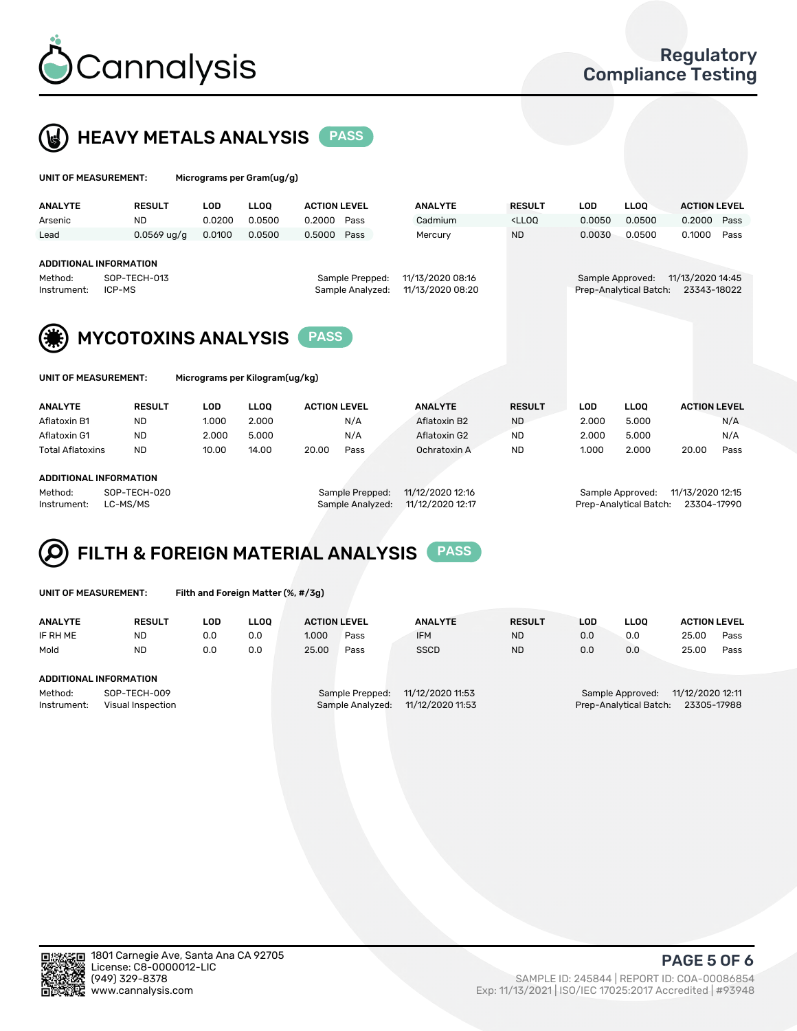Cannalysis

Regulatory Compliance Testing

## HEAVY METALS ANALYSIS PASS

**UNIT OF MEASUREMENT:** Micrograms per Gram(ug/g)

| ANALYTE | RESULT | LOD | LLOQ | ACTION LEVEL | | ANALYTE | RESULT | LOD | LLOQ | ACTION LEVEL | |
|---|---|---|---|---|---|---|---|---|---|---|---|
| Arsenic | ND | 0.0200 | 0.0500 | 0.2000 | Pass | Cadmium | <LLOQ | 0.0050 | 0.0500 | 0.2000 | Pass |
| Lead | 0.0569 ug/g | 0.0100 | 0.0500 | 0.5000 | Pass | Mercury | ND | 0.0030 | 0.0500 | 0.1000 | Pass |

**ADDITIONAL INFORMATION**

Method: SOP-TECH-013
Instrument: ICP-MS

Sample Prepped: 11/13/2020 08:16
Sample Analyzed: 11/13/2020 08:20

Sample Approved: 11/13/2020 14:45
Prep-Analytical Batch: 23343-18022

## MYCOTOXINS ANALYSIS PASS

**UNIT OF MEASUREMENT:** Micrograms per Kilogram(ug/kg)

| ANALYTE | RESULT | LOD | LLOQ | ACTION LEVEL | | ANALYTE | RESULT | LOD | LLOQ | ACTION LEVEL | |
|---|---|---|---|---|---|---|---|---|---|---|---|
| Aflatoxin B1 | ND | 1.000 | 2.000 | | N/A | Aflatoxin B2 | ND | 2.000 | 5.000 | | N/A |
| Aflatoxin G1 | ND | 2.000 | 5.000 | | N/A | Aflatoxin G2 | ND | 2.000 | 5.000 | | N/A |
| Total Aflatoxins | ND | 10.00 | 14.00 | 20.00 | Pass | Ochratoxin A | ND | 1.000 | 2.000 | 20.00 | Pass |

**ADDITIONAL INFORMATION**

Method: SOP-TECH-020
Instrument: LC-MS/MS

Sample Prepped: 11/12/2020 12:16
Sample Analyzed: 11/12/2020 12:17

Sample Approved: 11/13/2020 12:15
Prep-Analytical Batch: 23304-17990

## FILTH & FOREIGN MATERIAL ANALYSIS PASS

**UNIT OF MEASUREMENT:** Filth and Foreign Matter (%, #/3g)

| ANALYTE | RESULT | LOD | LLOQ | ACTION LEVEL | | ANALYTE | RESULT | LOD | LLOQ | ACTION LEVEL | |
|---|---|---|---|---|---|---|---|---|---|---|---|
| IF RH ME | ND | 0.0 | 0.0 | 1.000 | Pass | IFM | ND | 0.0 | 0.0 | 25.00 | Pass |
| Mold | ND | 0.0 | 0.0 | 25.00 | Pass | SSCD | ND | 0.0 | 0.0 | 25.00 | Pass |

**ADDITIONAL INFORMATION**

Method: SOP-TECH-009
Instrument: Visual Inspection

Sample Prepped: 11/12/2020 11:53
Sample Analyzed: 11/12/2020 11:53

Sample Approved: 11/12/2020 12:11
Prep-Analytical Batch: 23305-17988

1801 Carnegie Ave, Santa Ana CA 92705
License: C8-0000012-LIC
(949) 329-8378
www.cannalysis.com

SAMPLE ID: 245844 | REPORT ID: COA-00086854
Exp: 11/13/2021 | ISO/IEC 17025:2017 Accredited | #93948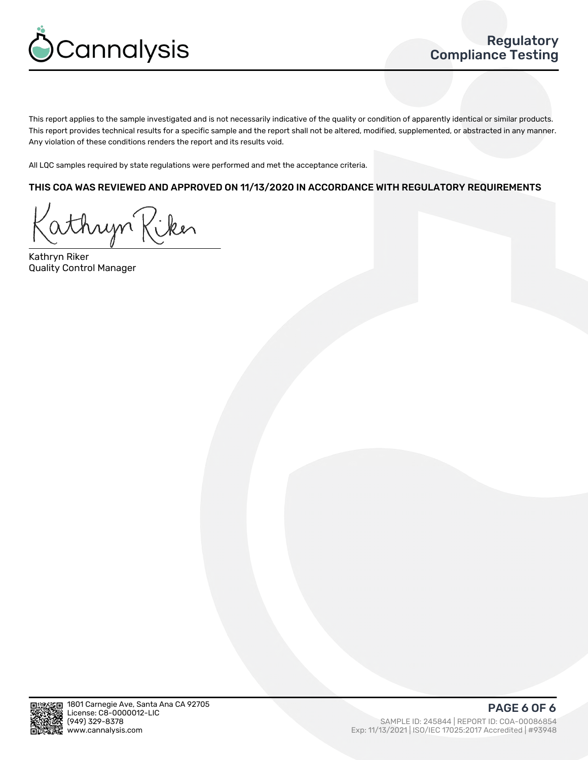This report applies to the sample investigated and is not necessarily indicative of the quality or condition of apparently identical or similar products. This report provides technical results for a specific sample and the report shall not be altered, modified, supplemented, or abstracted in any manner. Any violation of these conditions renders the report and its results void.

All LQC samples required by state regulations were performed and met the acceptance criteria.

**THIS COA WAS REVIEWED AND APPROVED ON 11/13/2020 IN ACCORDANCE WITH REGULATORY REQUIREMENTS**

Kathryn Riker
Quality Control Manager

1801 Carnegie Ave, Santa Ana CA 92705
License: C8-0000012-LIC
(949) 329-8378
www.cannalysis.com

SAMPLE ID: 245844 | REPORT ID: COA-00086854
Exp: 11/13/2021 | ISO/IEC 17025:2017 Accredited | #93948